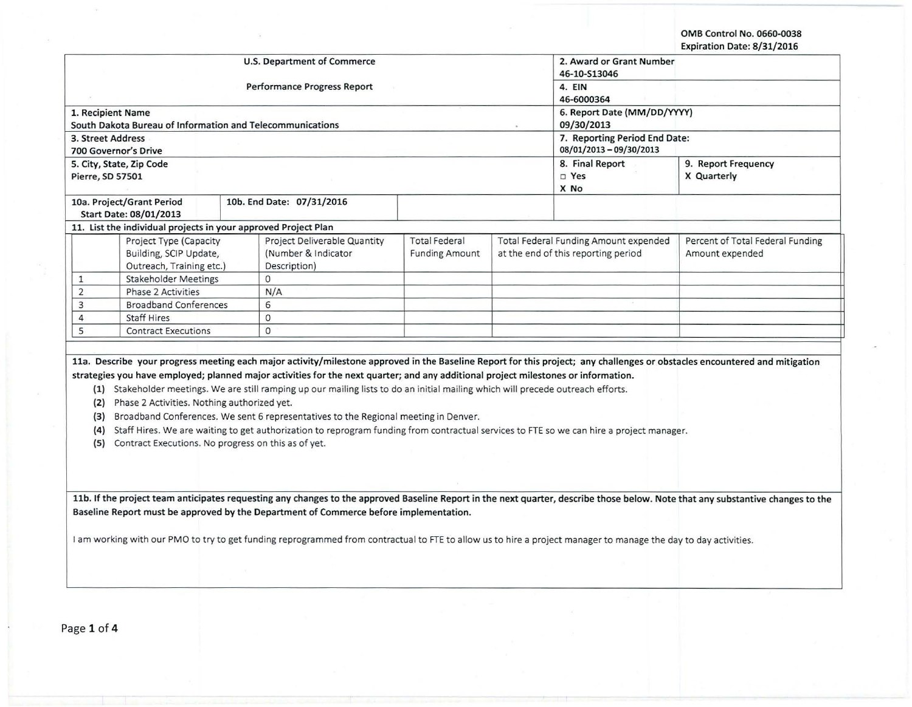OMB Control No. 0660-0038
Expiration Date: 8/31/2016

| U.S. Department of Commerce<br>Performance Progress Report | 2. Award or Grant Number<br>46-10-S13046 | |
|---|---|---|
| | 4. EIN<br>46-6000364 | |
| 1. Recipient Name<br>South Dakota Bureau of Information and Telecommunications | 6. Report Date (MM/DD/YYYY)<br>09/30/2013 | |
| 3. Street Address<br>700 Governor's Drive | 7. Reporting Period End Date:<br>08/01/2013 – 09/30/2013 | |
| 5. City, State, Zip Code<br>Pierre, SD 57501 | 8. Final Report<br>□ Yes<br>X No | 9. Report Frequency<br>X Quarterly |
| 10a. Project/Grant Period Start Date: 08/01/2013 | 10b. End Date: 07/31/2016 | |

**11. List the individual projects in your approved Project Plan**

| | Project Type (Capacity Building, SCIP Update, Outreach, Training etc.) | Project Deliverable Quantity (Number & Indicator Description) | Total Federal Funding Amount | Total Federal Funding Amount expended at the end of this reporting period | Percent of Total Federal Funding Amount expended |
|---|---|---|---|---|---|
| 1 | Stakeholder Meetings | 0 | | | |
| 2 | Phase 2 Activities | N/A | | | |
| 3 | Broadband Conferences | 6 | | | |
| 4 | Staff Hires | 0 | | | |
| 5 | Contract Executions | 0 | | | |

**11a. Describe your progress meeting each major activity/milestone approved in the Baseline Report for this project; any challenges or obstacles encountered and mitigation strategies you have employed; planned major activities for the next quarter; and any additional project milestones or information.**

**(1)** Stakeholder meetings. We are still ramping up our mailing lists to do an initial mailing which will precede outreach efforts.

**(2)** Phase 2 Activities. Nothing authorized yet.

**(3)** Broadband Conferences. We sent 6 representatives to the Regional meeting in Denver.

**(4)** Staff Hires. We are waiting to get authorization to reprogram funding from contractual services to FTE so we can hire a project manager.

**(5)** Contract Executions. No progress on this as of yet.

**11b. If the project team anticipates requesting any changes to the approved Baseline Report in the next quarter, describe those below. Note that any substantive changes to the Baseline Report must be approved by the Department of Commerce before implementation.**

I am working with our PMO to try to get funding reprogrammed from contractual to FTE to allow us to hire a project manager to manage the day to day activities.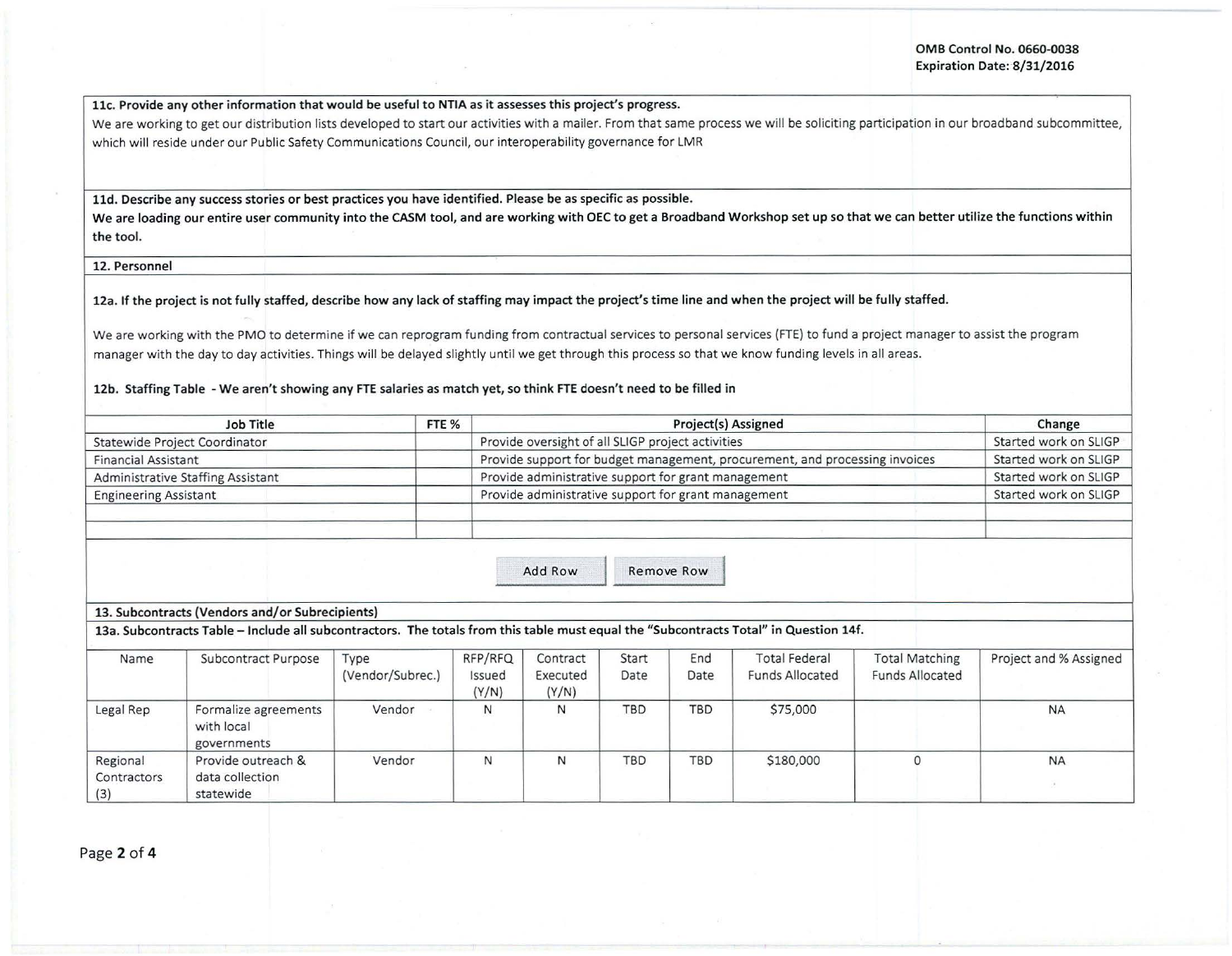**11c. Provide any other information that would be useful to NTIA as it assesses this project's progress.**

We are working to get our distribution lists developed to start our activities with a mailer. From that same process we will be soliciting participation in our broadband subcommittee, which will reside under our Public Safety Communications Council, our interoperability governance for LMR

**11d. Describe any success stories or best practices you have identified. Please be as specific as possible.**

**We are loading our entire user community into the CASM tool, and are working with OEC to get a Broadband Workshop set up so that we can better utilize the functions within the tool.**

## 12. Personnel

**12a. If the project is not fully staffed, describe how any lack of staffing may impact the project's time line and when the project will be fully staffed.**

We are working with the PMO to determine if we can reprogram funding from contractual services to personal services (FTE) to fund a project manager to assist the program manager with the day to day activities. Things will be delayed slightly until we get through this process so that we know funding levels in all areas.

**12b. Staffing Table - We aren't showing any FTE salaries as match yet, so think FTE doesn't need to be filled in**

| Job Title | FTE % | Project(s) Assigned | Change |
|---|---|---|---|
| Statewide Project Coordinator | | Provide oversight of all SLIGP project activities | Started work on SLIGP |
| Financial Assistant | | Provide support for budget management, procurement, and processing invoices | Started work on SLIGP |
| Administrative Staffing Assistant | | Provide administrative support for grant management | Started work on SLIGP |
| Engineering Assistant | | Provide administrative support for grant management | Started work on SLIGP |
| | | | |
| | | | |

## 13. Subcontracts (Vendors and/or Subrecipients)

**13a. Subcontracts Table – Include all subcontractors. The totals from this table must equal the "Subcontracts Total" in Question 14f.**

| Name | Subcontract Purpose | Type (Vendor/Subrec.) | RFP/RFQ Issued (Y/N) | Contract Executed (Y/N) | Start Date | End Date | Total Federal Funds Allocated | Total Matching Funds Allocated | Project and % Assigned |
|---|---|---|---|---|---|---|---|---|---|
| Legal Rep | Formalize agreements with local governments | Vendor | N | N | TBD | TBD | $75,000 | | NA |
| Regional Contractors (3) | Provide outreach & data collection statewide | Vendor | N | N | TBD | TBD | $180,000 | 0 | NA |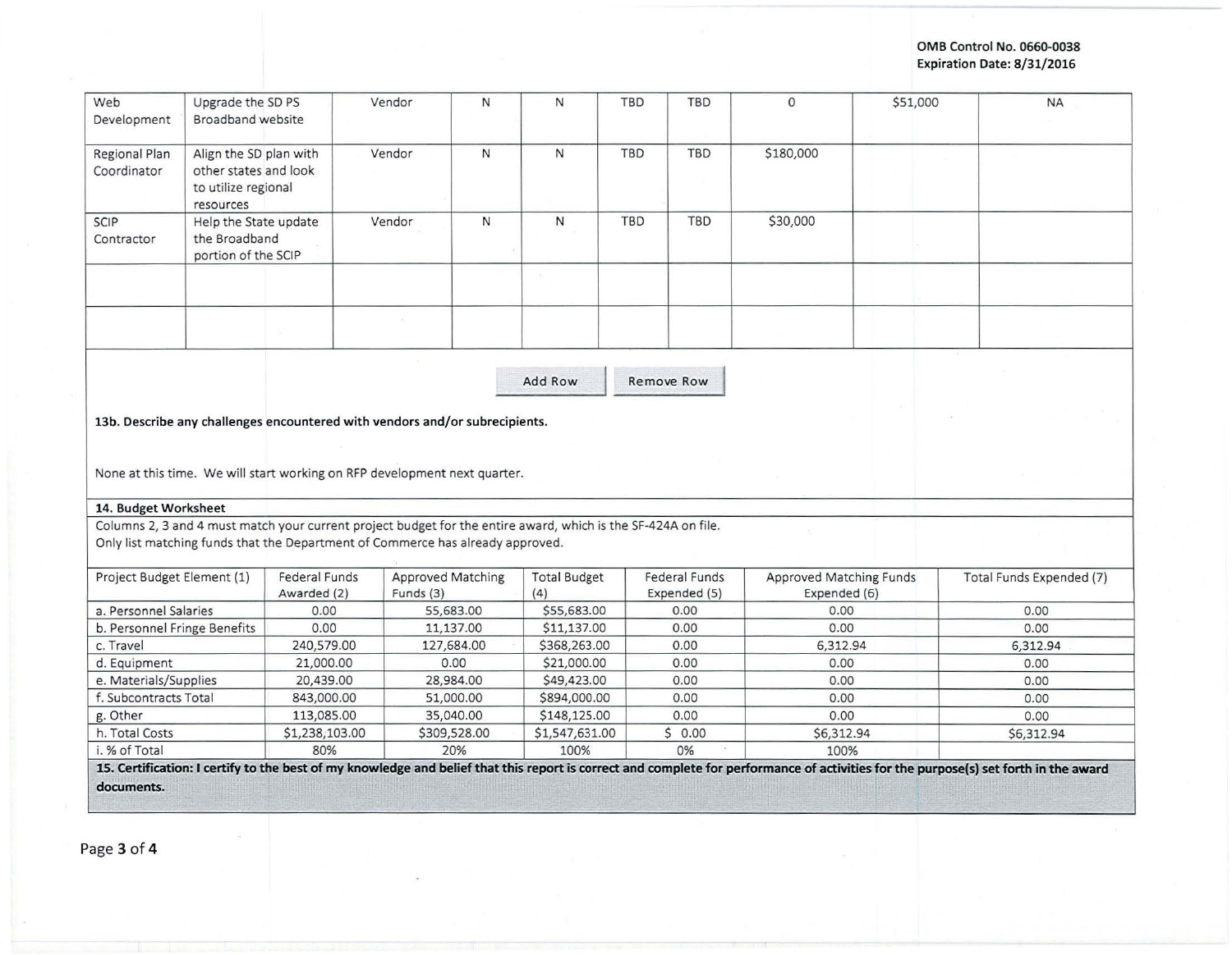| Web Development | Upgrade the SD PS Broadband website | Vendor | N | N | TBD | TBD | 0 | $51,000 | NA |
|---|---|---|---|---|---|---|---|---|---|
| Regional Plan Coordinator | Align the SD plan with other states and look to utilize regional resources | Vendor | N | N | TBD | TBD | $180,000 | | |
| SCIP Contractor | Help the State update the Broadband portion of the SCIP | Vendor | N | N | TBD | TBD | $30,000 | | |
| | | | | | | | | | |
| | | | | | | | | | |

Add Row    Remove Row

**13b. Describe any challenges encountered with vendors and/or subrecipients.**

None at this time. We will start working on RFP development next quarter.

**14. Budget Worksheet**

Columns 2, 3 and 4 must match your current project budget for the entire award, which is the SF-424A on file.
Only list matching funds that the Department of Commerce has already approved.

| Project Budget Element (1) | Federal Funds Awarded (2) | Approved Matching Funds (3) | Total Budget (4) | Federal Funds Expended (5) | Approved Matching Funds Expended (6) | Total Funds Expended (7) |
|---|---|---|---|---|---|---|
| a. Personnel Salaries | 0.00 | 55,683.00 | $55,683.00 | 0.00 | 0.00 | 0.00 |
| b. Personnel Fringe Benefits | 0.00 | 11,137.00 | $11,137.00 | 0.00 | 0.00 | 0.00 |
| c. Travel | 240,579.00 | 127,684.00 | $368,263.00 | 0.00 | 6,312.94 | 6,312.94 |
| d. Equipment | 21,000.00 | 0.00 | $21,000.00 | 0.00 | 0.00 | 0.00 |
| e. Materials/Supplies | 20,439.00 | 28,984.00 | $49,423.00 | 0.00 | 0.00 | 0.00 |
| f. Subcontracts Total | 843,000.00 | 51,000.00 | $894,000.00 | 0.00 | 0.00 | 0.00 |
| g. Other | 113,085.00 | 35,040.00 | $148,125.00 | 0.00 | 0.00 | 0.00 |
| h. Total Costs | $1,238,103.00 | $309,528.00 | $1,547,631.00 | $ 0.00 | $6,312.94 | $6,312.94 |
| i. % of Total | 80% | 20% | 100% | 0% | 100% | |

**15. Certification: I certify to the best of my knowledge and belief that this report is correct and complete for performance of activities for the purpose(s) set forth in the award documents.**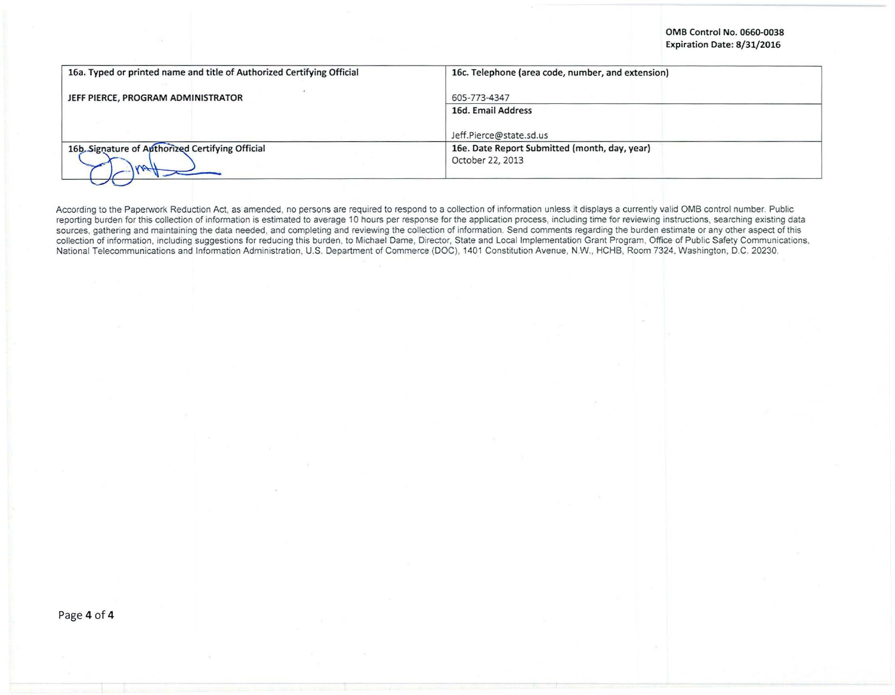OMB Control No. 0660-0038
Expiration Date: 8/31/2016

| | |
|---|---|
| **16a. Typed or printed name and title of Authorized Certifying Official**<br><br>**JEFF PIERCE, PROGRAM ADMINISTRATOR** | **16c. Telephone (area code, number, and extension)**<br><br>605-773-4347 |
| | **16d. Email Address**<br><br>Jeff.Pierce@state.sd.us |
| **16b. Signature of Authorized Certifying Official** | **16e. Date Report Submitted (month, day, year)**<br>October 22, 2013 |

According to the Paperwork Reduction Act, as amended, no persons are required to respond to a collection of information unless it displays a currently valid OMB control number. Public reporting burden for this collection of information is estimated to average 10 hours per response for the application process, including time for reviewing instructions, searching existing data sources, gathering and maintaining the data needed, and completing and reviewing the collection of information. Send comments regarding the burden estimate or any other aspect of this collection of information, including suggestions for reducing this burden, to Michael Dame, Director, State and Local Implementation Grant Program, Office of Public Safety Communications, National Telecommunications and Information Administration, U.S. Department of Commerce (DOC), 1401 Constitution Avenue, N.W., HCHB, Room 7324, Washington, D.C. 20230.